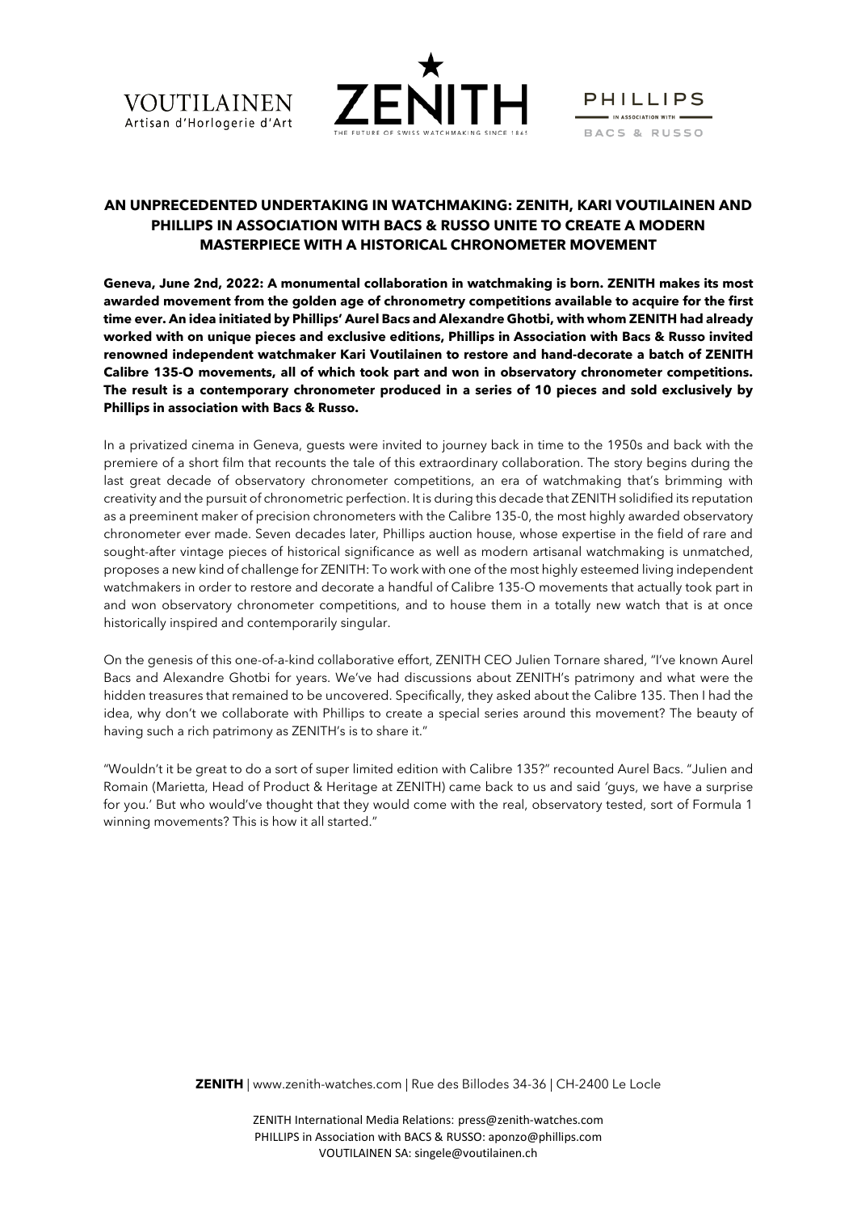VOUTILAINEN
Artisan d'Horlogerie d'Art

ZENITH
THE FUTURE OF SWISS WATCHMAKING SINCE 1865

PHILLIPS
IN ASSOCIATION WITH
BACS & RUSSO

# AN UNPRECEDENTED UNDERTAKING IN WATCHMAKING: ZENITH, KARI VOUTILAINEN AND PHILLIPS IN ASSOCIATION WITH BACS & RUSSO UNITE TO CREATE A MODERN MASTERPIECE WITH A HISTORICAL CHRONOMETER MOVEMENT

**Geneva, June 2nd, 2022: A monumental collaboration in watchmaking is born. ZENITH makes its most awarded movement from the golden age of chronometry competitions available to acquire for the first time ever. An idea initiated by Phillips' Aurel Bacs and Alexandre Ghotbi, with whom ZENITH had already worked with on unique pieces and exclusive editions, Phillips in Association with Bacs & Russo invited renowned independent watchmaker Kari Voutilainen to restore and hand-decorate a batch of ZENITH Calibre 135-O movements, all of which took part and won in observatory chronometer competitions. The result is a contemporary chronometer produced in a series of 10 pieces and sold exclusively by Phillips in association with Bacs & Russo.**

In a privatized cinema in Geneva, guests were invited to journey back in time to the 1950s and back with the premiere of a short film that recounts the tale of this extraordinary collaboration. The story begins during the last great decade of observatory chronometer competitions, an era of watchmaking that's brimming with creativity and the pursuit of chronometric perfection. It is during this decade that ZENITH solidified its reputation as a preeminent maker of precision chronometers with the Calibre 135-0, the most highly awarded observatory chronometer ever made. Seven decades later, Phillips auction house, whose expertise in the field of rare and sought-after vintage pieces of historical significance as well as modern artisanal watchmaking is unmatched, proposes a new kind of challenge for ZENITH: To work with one of the most highly esteemed living independent watchmakers in order to restore and decorate a handful of Calibre 135-O movements that actually took part in and won observatory chronometer competitions, and to house them in a totally new watch that is at once historically inspired and contemporarily singular.

On the genesis of this one-of-a-kind collaborative effort, ZENITH CEO Julien Tornare shared, "I've known Aurel Bacs and Alexandre Ghotbi for years. We've had discussions about ZENITH's patrimony and what were the hidden treasures that remained to be uncovered. Specifically, they asked about the Calibre 135. Then I had the idea, why don't we collaborate with Phillips to create a special series around this movement? The beauty of having such a rich patrimony as ZENITH's is to share it."

"Wouldn't it be great to do a sort of super limited edition with Calibre 135?" recounted Aurel Bacs. "Julien and Romain (Marietta, Head of Product & Heritage at ZENITH) came back to us and said 'guys, we have a surprise for you.' But who would've thought that they would come with the real, observatory tested, sort of Formula 1 winning movements? This is how it all started."

**ZENITH** | www.zenith-watches.com | Rue des Billodes 34-36 | CH-2400 Le Locle

ZENITH International Media Relations: press@zenith-watches.com
PHILLIPS in Association with BACS & RUSSO: aponzo@phillips.com
VOUTILAINEN SA: singele@voutilainen.ch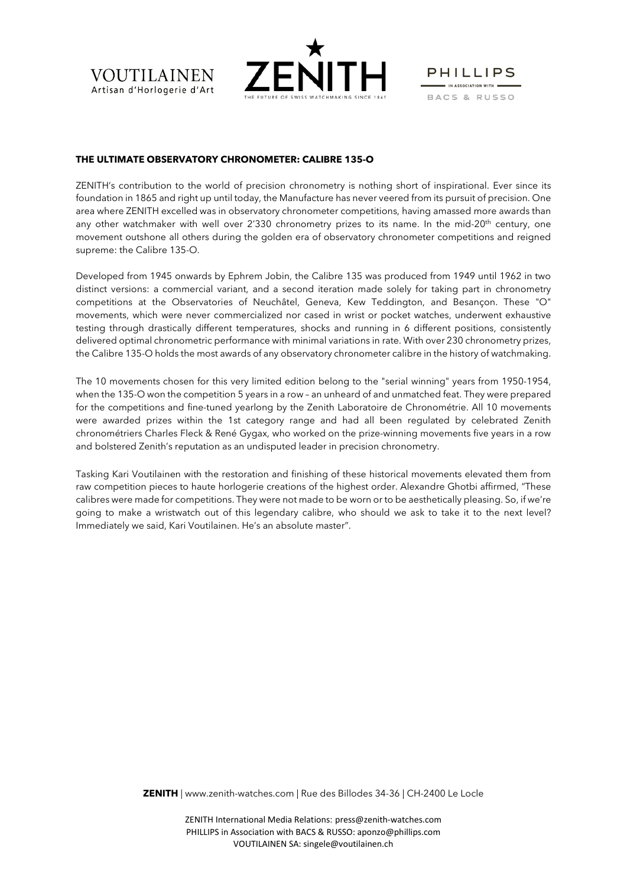**THE ULTIMATE OBSERVATORY CHRONOMETER: CALIBRE 135-O**

ZENITH's contribution to the world of precision chronometry is nothing short of inspirational. Ever since its foundation in 1865 and right up until today, the Manufacture has never veered from its pursuit of precision. One area where ZENITH excelled was in observatory chronometer competitions, having amassed more awards than any other watchmaker with well over 2'330 chronometry prizes to its name. In the mid-20th century, one movement outshone all others during the golden era of observatory chronometer competitions and reigned supreme: the Calibre 135-O.

Developed from 1945 onwards by Ephrem Jobin, the Calibre 135 was produced from 1949 until 1962 in two distinct versions: a commercial variant, and a second iteration made solely for taking part in chronometry competitions at the Observatories of Neuchâtel, Geneva, Kew Teddington, and Besançon. These "O" movements, which were never commercialized nor cased in wrist or pocket watches, underwent exhaustive testing through drastically different temperatures, shocks and running in 6 different positions, consistently delivered optimal chronometric performance with minimal variations in rate. With over 230 chronometry prizes, the Calibre 135-O holds the most awards of any observatory chronometer calibre in the history of watchmaking.

The 10 movements chosen for this very limited edition belong to the "serial winning" years from 1950-1954, when the 135-O won the competition 5 years in a row – an unheard of and unmatched feat. They were prepared for the competitions and fine-tuned yearlong by the Zenith Laboratoire de Chronométrie. All 10 movements were awarded prizes within the 1st category range and had all been regulated by celebrated Zenith chronométriers Charles Fleck & René Gygax, who worked on the prize-winning movements five years in a row and bolstered Zenith's reputation as an undisputed leader in precision chronometry.

Tasking Kari Voutilainen with the restoration and finishing of these historical movements elevated them from raw competition pieces to haute horlogerie creations of the highest order. Alexandre Ghotbi affirmed, "These calibres were made for competitions. They were not made to be worn or to be aesthetically pleasing. So, if we're going to make a wristwatch out of this legendary calibre, who should we ask to take it to the next level? Immediately we said, Kari Voutilainen. He's an absolute master".

**ZENITH** | www.zenith-watches.com | Rue des Billodes 34-36 | CH-2400 Le Locle

ZENITH International Media Relations: press@zenith-watches.com
PHILLIPS in Association with BACS & RUSSO: aponzo@phillips.com
VOUTILAINEN SA: singele@voutilainen.ch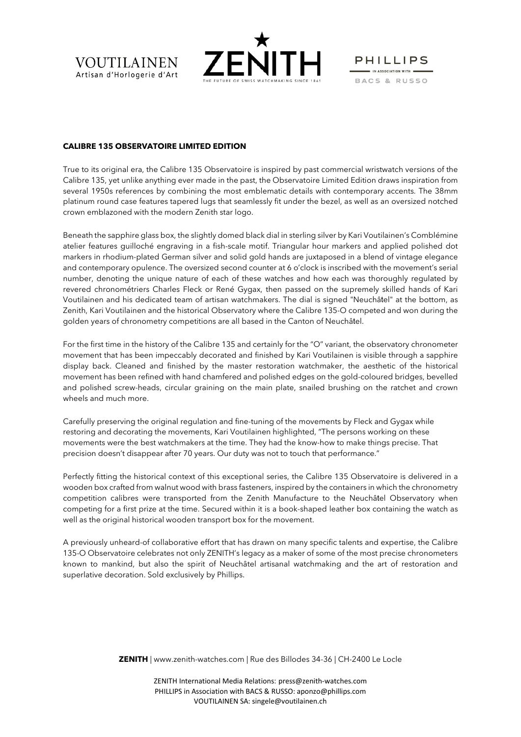**CALIBRE 135 OBSERVATOIRE LIMITED EDITION**

True to its original era, the Calibre 135 Observatoire is inspired by past commercial wristwatch versions of the Calibre 135, yet unlike anything ever made in the past, the Observatoire Limited Edition draws inspiration from several 1950s references by combining the most emblematic details with contemporary accents. The 38mm platinum round case features tapered lugs that seamlessly fit under the bezel, as well as an oversized notched crown emblazoned with the modern Zenith star logo.

Beneath the sapphire glass box, the slightly domed black dial in sterling silver by Kari Voutilainen's Comblémine atelier features guilloché engraving in a fish-scale motif. Triangular hour markers and applied polished dot markers in rhodium-plated German silver and solid gold hands are juxtaposed in a blend of vintage elegance and contemporary opulence. The oversized second counter at 6 o'clock is inscribed with the movement's serial number, denoting the unique nature of each of these watches and how each was thoroughly regulated by revered chronométriers Charles Fleck or René Gygax, then passed on the supremely skilled hands of Kari Voutilainen and his dedicated team of artisan watchmakers. The dial is signed "Neuchâtel" at the bottom, as Zenith, Kari Voutilainen and the historical Observatory where the Calibre 135-O competed and won during the golden years of chronometry competitions are all based in the Canton of Neuchâtel.

For the first time in the history of the Calibre 135 and certainly for the "O" variant, the observatory chronometer movement that has been impeccably decorated and finished by Kari Voutilainen is visible through a sapphire display back. Cleaned and finished by the master restoration watchmaker, the aesthetic of the historical movement has been refined with hand chamfered and polished edges on the gold-coloured bridges, bevelled and polished screw-heads, circular graining on the main plate, snailed brushing on the ratchet and crown wheels and much more.

Carefully preserving the original regulation and fine-tuning of the movements by Fleck and Gygax while restoring and decorating the movements, Kari Voutilainen highlighted, "The persons working on these movements were the best watchmakers at the time. They had the know-how to make things precise. That precision doesn't disappear after 70 years. Our duty was not to touch that performance."

Perfectly fitting the historical context of this exceptional series, the Calibre 135 Observatoire is delivered in a wooden box crafted from walnut wood with brass fasteners, inspired by the containers in which the chronometry competition calibres were transported from the Zenith Manufacture to the Neuchâtel Observatory when competing for a first prize at the time. Secured within it is a book-shaped leather box containing the watch as well as the original historical wooden transport box for the movement.

A previously unheard-of collaborative effort that has drawn on many specific talents and expertise, the Calibre 135-O Observatoire celebrates not only ZENITH's legacy as a maker of some of the most precise chronometers known to mankind, but also the spirit of Neuchâtel artisanal watchmaking and the art of restoration and superlative decoration. Sold exclusively by Phillips.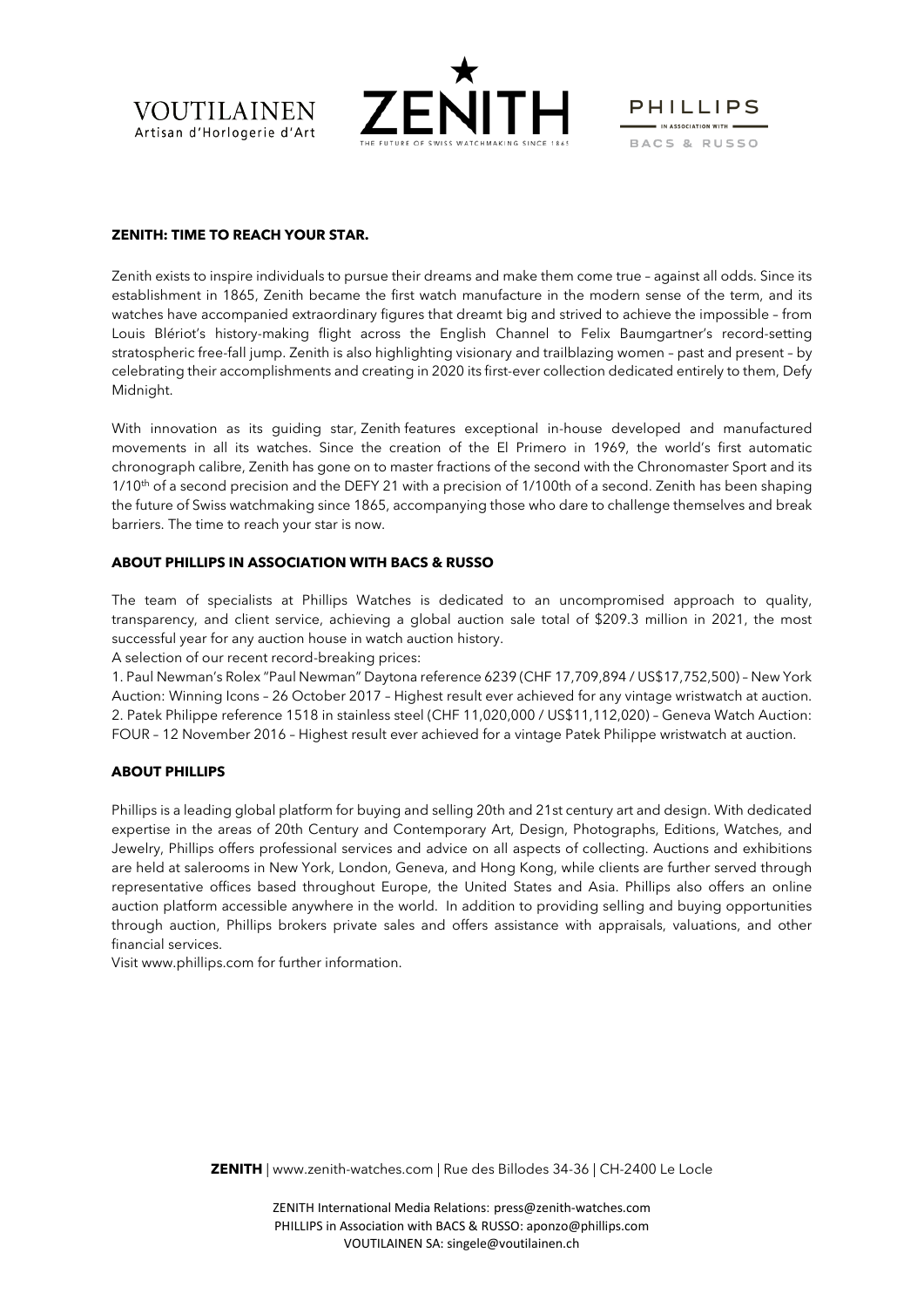VOUTILAINEN
Artisan d'Horlogerie d'Art

ZENITH
THE FUTURE OF SWISS WATCHMAKING SINCE 1865

PHILLIPS
IN ASSOCIATION WITH
BACS & RUSSO

**ZENITH: TIME TO REACH YOUR STAR.**

Zenith exists to inspire individuals to pursue their dreams and make them come true – against all odds. Since its establishment in 1865, Zenith became the first watch manufacture in the modern sense of the term, and its watches have accompanied extraordinary figures that dreamt big and strived to achieve the impossible – from Louis Blériot's history-making flight across the English Channel to Felix Baumgartner's record-setting stratospheric free-fall jump. Zenith is also highlighting visionary and trailblazing women – past and present – by celebrating their accomplishments and creating in 2020 its first-ever collection dedicated entirely to them, Defy Midnight.

With innovation as its guiding star, Zenith features exceptional in-house developed and manufactured movements in all its watches. Since the creation of the El Primero in 1969, the world's first automatic chronograph calibre, Zenith has gone on to master fractions of the second with the Chronomaster Sport and its 1/10th of a second precision and the DEFY 21 with a precision of 1/100th of a second. Zenith has been shaping the future of Swiss watchmaking since 1865, accompanying those who dare to challenge themselves and break barriers. The time to reach your star is now.

**ABOUT PHILLIPS IN ASSOCIATION WITH BACS & RUSSO**

The team of specialists at Phillips Watches is dedicated to an uncompromised approach to quality, transparency, and client service, achieving a global auction sale total of $209.3 million in 2021, the most successful year for any auction house in watch auction history.

A selection of our recent record-breaking prices:

1. Paul Newman's Rolex "Paul Newman" Daytona reference 6239 (CHF 17,709,894 / US$17,752,500) – New York Auction: Winning Icons – 26 October 2017 – Highest result ever achieved for any vintage wristwatch at auction.
2. Patek Philippe reference 1518 in stainless steel (CHF 11,020,000 / US$11,112,020) – Geneva Watch Auction: FOUR – 12 November 2016 – Highest result ever achieved for a vintage Patek Philippe wristwatch at auction.

**ABOUT PHILLIPS**

Phillips is a leading global platform for buying and selling 20th and 21st century art and design. With dedicated expertise in the areas of 20th Century and Contemporary Art, Design, Photographs, Editions, Watches, and Jewelry, Phillips offers professional services and advice on all aspects of collecting. Auctions and exhibitions are held at salerooms in New York, London, Geneva, and Hong Kong, while clients are further served through representative offices based throughout Europe, the United States and Asia. Phillips also offers an online auction platform accessible anywhere in the world. In addition to providing selling and buying opportunities through auction, Phillips brokers private sales and offers assistance with appraisals, valuations, and other financial services.

Visit www.phillips.com for further information.

**ZENITH** | www.zenith-watches.com | Rue des Billodes 34-36 | CH-2400 Le Locle

ZENITH International Media Relations: press@zenith-watches.com
PHILLIPS in Association with BACS & RUSSO: aponzo@phillips.com
VOUTILAINEN SA: singele@voutilainen.ch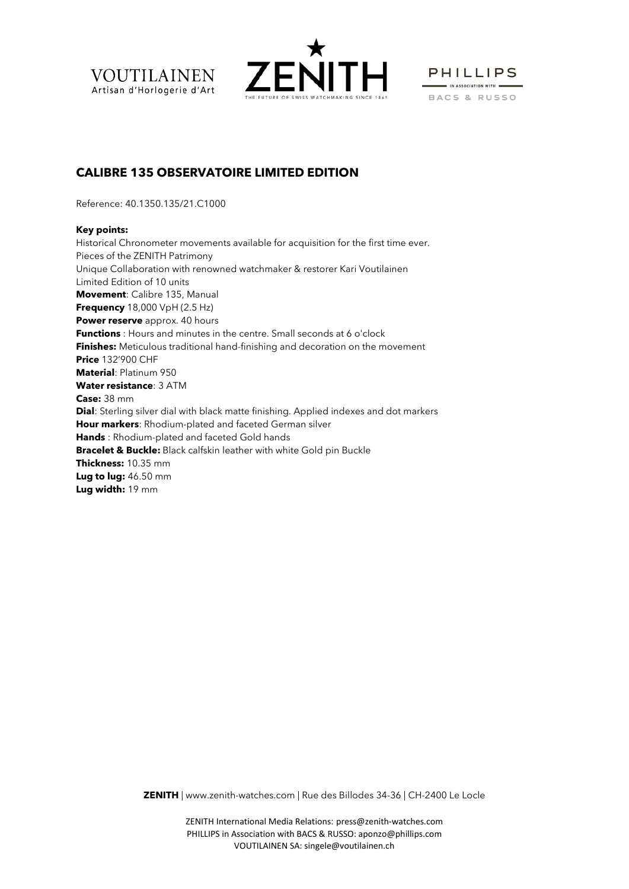VOUTILAINEN
Artisan d'Horlogerie d'Art

ZENITH
THE FUTURE OF SWISS WATCHMAKING SINCE 1865

PHILLIPS
IN ASSOCIATION WITH
BACS & RUSSO

## CALIBRE 135 OBSERVATOIRE LIMITED EDITION

Reference: 40.1350.135/21.C1000

**Key points:**
Historical Chronometer movements available for acquisition for the first time ever.
Pieces of the ZENITH Patrimony
Unique Collaboration with renowned watchmaker & restorer Kari Voutilainen
Limited Edition of 10 units
**Movement**: Calibre 135, Manual
**Frequency** 18,000 VpH (2.5 Hz)
**Power reserve** approx. 40 hours
**Functions** : Hours and minutes in the centre. Small seconds at 6 o'clock
**Finishes:** Meticulous traditional hand-finishing and decoration on the movement
**Price** 132'900 CHF
**Material**: Platinum 950
**Water resistance**: 3 ATM
**Case:** 38 mm
**Dial**: Sterling silver dial with black matte finishing. Applied indexes and dot markers
**Hour markers**: Rhodium-plated and faceted German silver
**Hands** : Rhodium-plated and faceted Gold hands
**Bracelet & Buckle:** Black calfskin leather with white Gold pin Buckle
**Thickness:** 10.35 mm
**Lug to lug:** 46.50 mm
**Lug width:** 19 mm

**ZENITH** | www.zenith-watches.com | Rue des Billodes 34-36 | CH-2400 Le Locle

ZENITH International Media Relations: press@zenith-watches.com
PHILLIPS in Association with BACS & RUSSO: aponzo@phillips.com
VOUTILAINEN SA: singele@voutilainen.ch